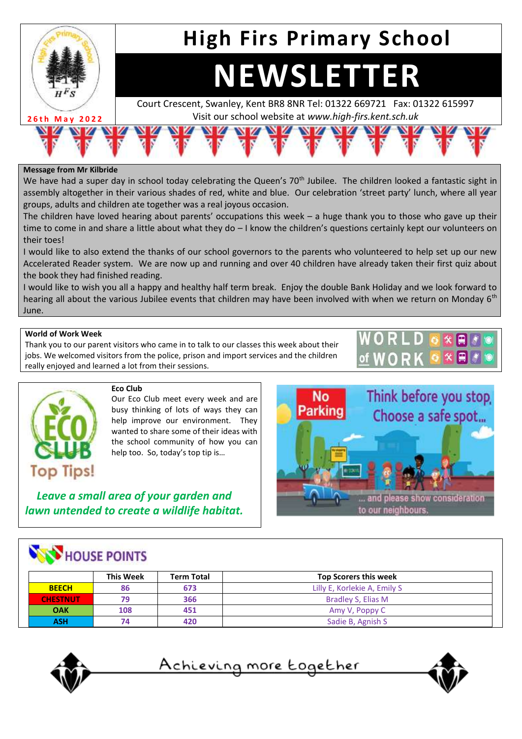# High Firs Primary School

# NEWSLETTER

Court Crescent, Swanley, Kent BR8 8NR Tel: 01322 669721 Fax: 01322 615997
Visit our school website at *www.high-firs.kent.sch.uk*

26th May 2022

**Message from Mr Kilbride**

We have had a super day in school today celebrating the Queen's 70th Jubilee. The children looked a fantastic sight in assembly altogether in their various shades of red, white and blue. Our celebration 'street party' lunch, where all year groups, adults and children ate together was a real joyous occasion.

The children have loved hearing about parents' occupations this week – a huge thank you to those who gave up their time to come in and share a little about what they do – I know the children's questions certainly kept our volunteers on their toes!

I would like to also extend the thanks of our school governors to the parents who volunteered to help set up our new Accelerated Reader system. We are now up and running and over 40 children have already taken their first quiz about the book they had finished reading.

I would like to wish you all a happy and healthy half term break. Enjoy the double Bank Holiday and we look forward to hearing all about the various Jubilee events that children may have been involved with when we return on Monday 6th June.

**World of Work Week**

Thank you to our parent visitors who came in to talk to our classes this week about their jobs. We welcomed visitors from the police, prison and import services and the children really enjoyed and learned a lot from their sessions.

**Eco Club**

Our Eco Club meet every week and are busy thinking of lots of ways they can help improve our environment. They wanted to share some of their ideas with the school community of how you can help too. So, today's top tip is…

***Leave a small area of your garden and lawn untended to create a wildlife habitat.***

No Parking — Think before you stop. Choose a safe spot… and please show consideration to our neighbours.

## HOUSE POINTS

| | This Week | Term Total | Top Scorers this week |
|---|---|---|---|
| BEECH | 86 | 673 | Lilly E, Korlekie A, Emily S |
| CHESTNUT | 79 | 366 | Bradley S, Elias M |
| OAK | 108 | 451 | Amy V, Poppy C |
| ASH | 74 | 420 | Sadie B, Agnish S |

Achieving more together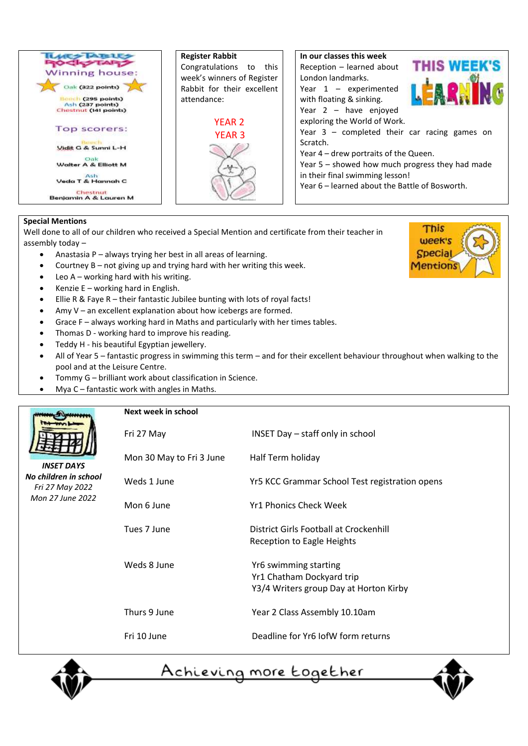**TimesTables RockStars**

**Winning house:**

Oak (322 points)

Beech (295 points)
Ash (237 points)
Chestnut (141 points)

**Top scorers:**

Beech
Vidit G & Sunni L-H

Oak
Walter A & Elliott M

Ash
Veda T & Hannah C

Chestnut
Benjamin A & Lauren M

**Register Rabbit**

Congratulations to this week's winners of Register Rabbit for their excellent attendance:

YEAR 2
YEAR 3

**In our classes this week**

THIS WEEK'S LEARNING

Reception – learned about London landmarks.
Year 1 – experimented with floating & sinking.
Year 2 – have enjoyed exploring the World of Work.
Year 3 – completed their car racing games on Scratch.
Year 4 – drew portraits of the Queen.
Year 5 – showed how much progress they had made in their final swimming lesson!
Year 6 – learned about the Battle of Bosworth.

**Special Mentions**

This week's Special Mentions

Well done to all of our children who received a Special Mention and certificate from their teacher in assembly today –

- Anastasia P – always trying her best in all areas of learning.
- Courtney B – not giving up and trying hard with her writing this week.
- Leo A – working hard with his writing.
- Kenzie E – working hard in English.
- Ellie R & Faye R – their fantastic Jubilee bunting with lots of royal facts!
- Amy V – an excellent explanation about how icebergs are formed.
- Grace F – always working hard in Maths and particularly with her times tables.
- Thomas D - working hard to improve his reading.
- Teddy H - his beautiful Egyptian jewellery.
- All of Year 5 – fantastic progress in swimming this term – and for their excellent behaviour throughout when walking to the pool and at the Leisure Centre.
- Tommy G – brilliant work about classification in Science.
- Mya C – fantastic work with angles in Maths.

***INSET DAYS***
***No children in school***
*Fri 27 May 2022*
*Mon 27 June 2022*

**Next week in school**

| | |
|---|---|
| Fri 27 May | INSET Day – staff only in school |
| Mon 30 May to Fri 3 June | Half Term holiday |
| Weds 1 June | Yr5 KCC Grammar School Test registration opens |
| Mon 6 June | Yr1 Phonics Check Week |
| Tues 7 June | District Girls Football at Crockenhill<br>Reception to Eagle Heights |
| Weds 8 June | Yr6 swimming starting<br>Yr1 Chatham Dockyard trip<br>Y3/4 Writers group Day at Horton Kirby |
| Thurs 9 June | Year 2 Class Assembly 10.10am |
| Fri 10 June | Deadline for Yr6 IofW form returns |

Achieving more together